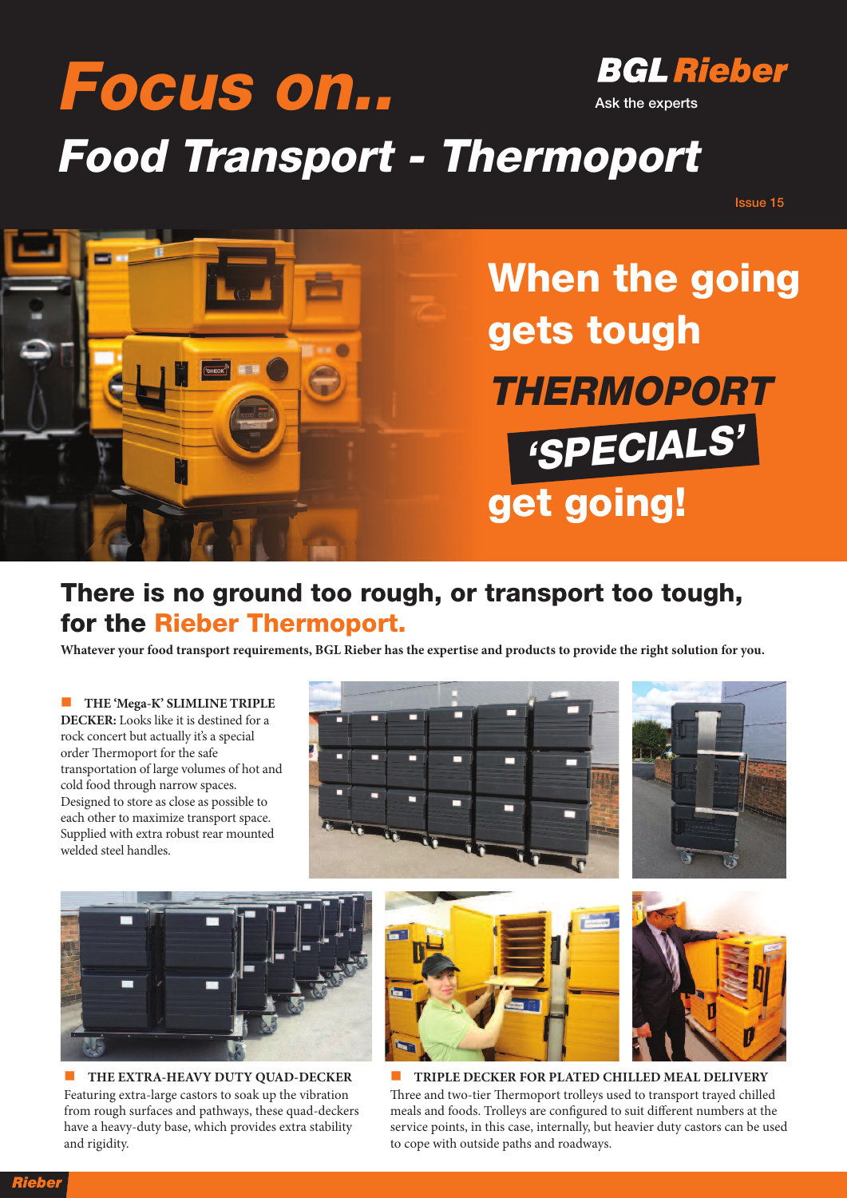# Focus on..

BGL Rieber

Ask the experts

# Food Transport - Thermoport

## When the going gets tough THERMOPORT 'SPECIALS' get going!

## There is no ground too rough, or transport too tough, for the Rieber Thermoport.

**Whatever your food transport requirements, BGL Rieber has the expertise and products to provide the right solution for you.**

**THE 'Mega-K' SLIMLINE TRIPLE DECKER:** Looks like it is destined for a rock concert but actually it's a special order Thermoport for the safe transportation of large volumes of hot and cold food through narrow spaces. Designed to store as close as possible to each other to maximize transport space. Supplied with extra robust rear mounted welded steel handles.

**THE EXTRA-HEAVY DUTY QUAD-DECKER**
Featuring extra-large castors to soak up the vibration from rough surfaces and pathways, these quad-deckers have a heavy-duty base, which provides extra stability and rigidity.

**TRIPLE DECKER FOR PLATED CHILLED MEAL DELIVERY**
Three and two-tier Thermoport trolleys used to transport trayed chilled meals and foods. Trolleys are configured to suit different numbers at the service points, in this case, internally, but heavier duty castors can be used to cope with outside paths and roadways.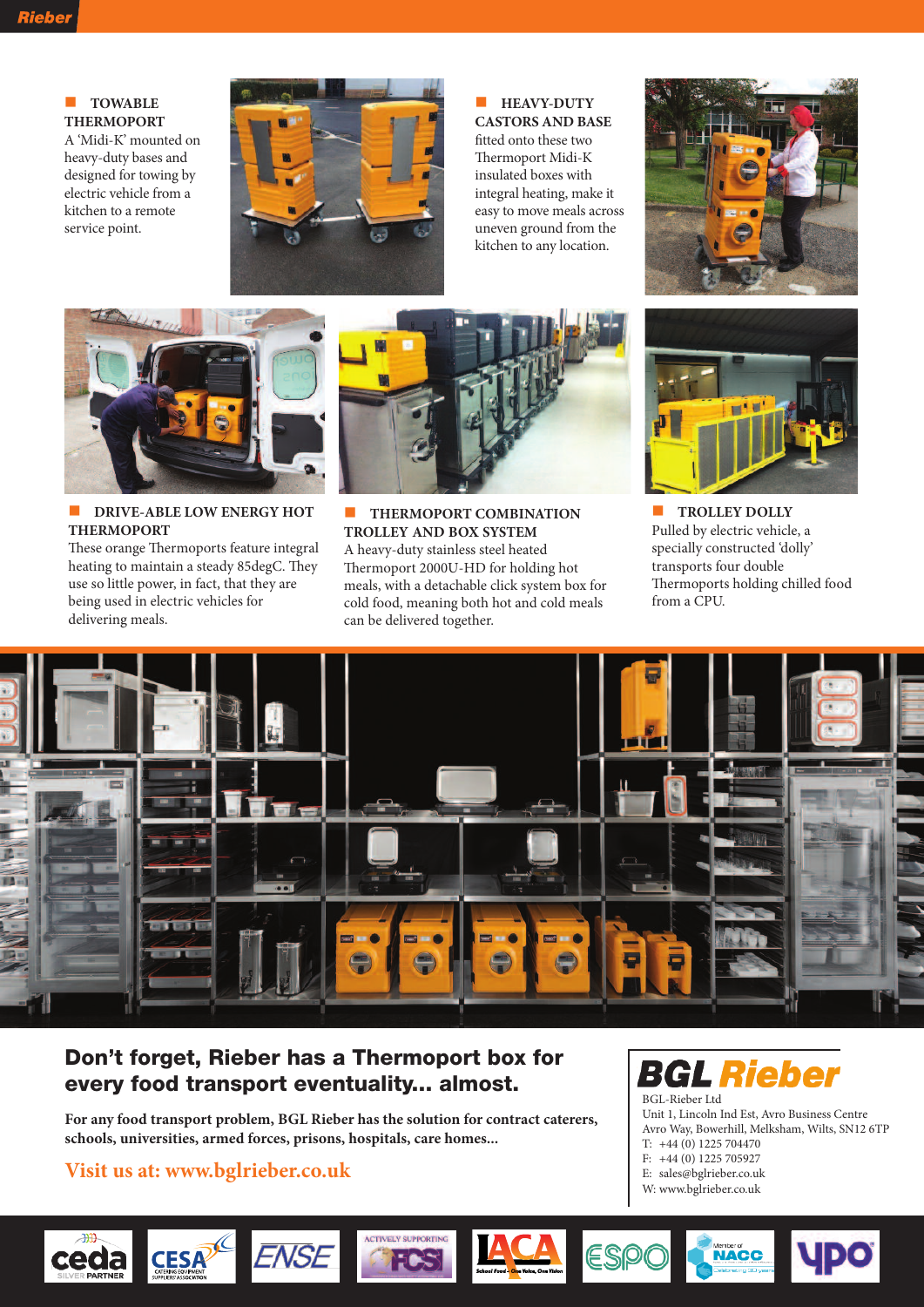## TOWABLE THERMOPORT

A 'Midi-K' mounted on heavy-duty bases and designed for towing by electric vehicle from a kitchen to a remote service point.

## HEAVY-DUTY CASTORS AND BASE

fitted onto these two Thermoport Midi-K insulated boxes with integral heating, make it easy to move meals across uneven ground from the kitchen to any location.

## DRIVE-ABLE LOW ENERGY HOT THERMOPORT

These orange Thermoports feature integral heating to maintain a steady 85degC. They use so little power, in fact, that they are being used in electric vehicles for delivering meals.

## THERMOPORT COMBINATION TROLLEY AND BOX SYSTEM

A heavy-duty stainless steel heated Thermoport 2000U-HD for holding hot meals, with a detachable click system box for cold food, meaning both hot and cold meals can be delivered together.

## TROLLEY DOLLY

Pulled by electric vehicle, a specially constructed 'dolly' transports four double Thermoports holding chilled food from a CPU.

# Don't forget, Rieber has a Thermoport box for every food transport eventuality... almost.

**For any food transport problem, BGL Rieber has the solution for contract caterers, schools, universities, armed forces, prisons, hospitals, care homes...**

**Visit us at: www.bglrieber.co.uk**

**BGL Rieber**

BGL-Rieber Ltd
Unit 1, Lincoln Ind Est, Avro Business Centre
Avro Way, Bowerhill, Melksham, Wilts, SN12 6TP
T: +44 (0) 1225 704470
F: +44 (0) 1225 705927
E: sales@bglrieber.co.uk
W: www.bglrieber.co.uk

ceda SILVER PARTNER · CESA CATERING EQUIPMENT SUPPLIERS' ASSOCIATION · ENSE · ACTIVELY SUPPORTING FCSI · LACA School Food - One Voice, One Vision · ESPO · Member of NACC Celebrating 30 years · YPO